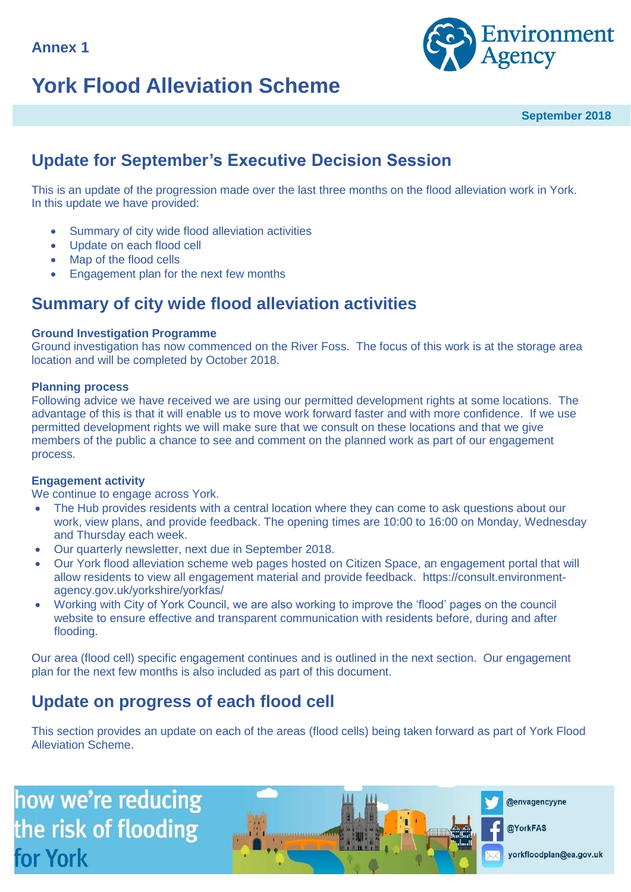Annex 1

# York Flood Alleviation Scheme

**September 2018**

## Update for September's Executive Decision Session

This is an update of the progression made over the last three months on the flood alleviation work in York. In this update we have provided:

- Summary of city wide flood alleviation activities
- Update on each flood cell
- Map of the flood cells
- Engagement plan for the next few months

## Summary of city wide flood alleviation activities

**Ground Investigation Programme**
Ground investigation has now commenced on the River Foss. The focus of this work is at the storage area location and will be completed by October 2018.

**Planning process**
Following advice we have received we are using our permitted development rights at some locations. The advantage of this is that it will enable us to move work forward faster and with more confidence. If we use permitted development rights we will make sure that we consult on these locations and that we give members of the public a chance to see and comment on the planned work as part of our engagement process.

**Engagement activity**
We continue to engage across York.

- The Hub provides residents with a central location where they can come to ask questions about our work, view plans, and provide feedback. The opening times are 10:00 to 16:00 on Monday, Wednesday and Thursday each week.
- Our quarterly newsletter, next due in September 2018.
- Our York flood alleviation scheme web pages hosted on Citizen Space, an engagement portal that will allow residents to view all engagement material and provide feedback. https://consult.environment-agency.gov.uk/yorkshire/yorkfas/
- Working with City of York Council, we are also working to improve the 'flood' pages on the council website to ensure effective and transparent communication with residents before, during and after flooding.

Our area (flood cell) specific engagement continues and is outlined in the next section. Our engagement plan for the next few months is also included as part of this document.

## Update on progress of each flood cell

This section provides an update on each of the areas (flood cells) being taken forward as part of York Flood Alleviation Scheme.

how we're reducing the risk of flooding for York

@envagencyyne

@YorkFAS

yorkfloodplan@ea.gov.uk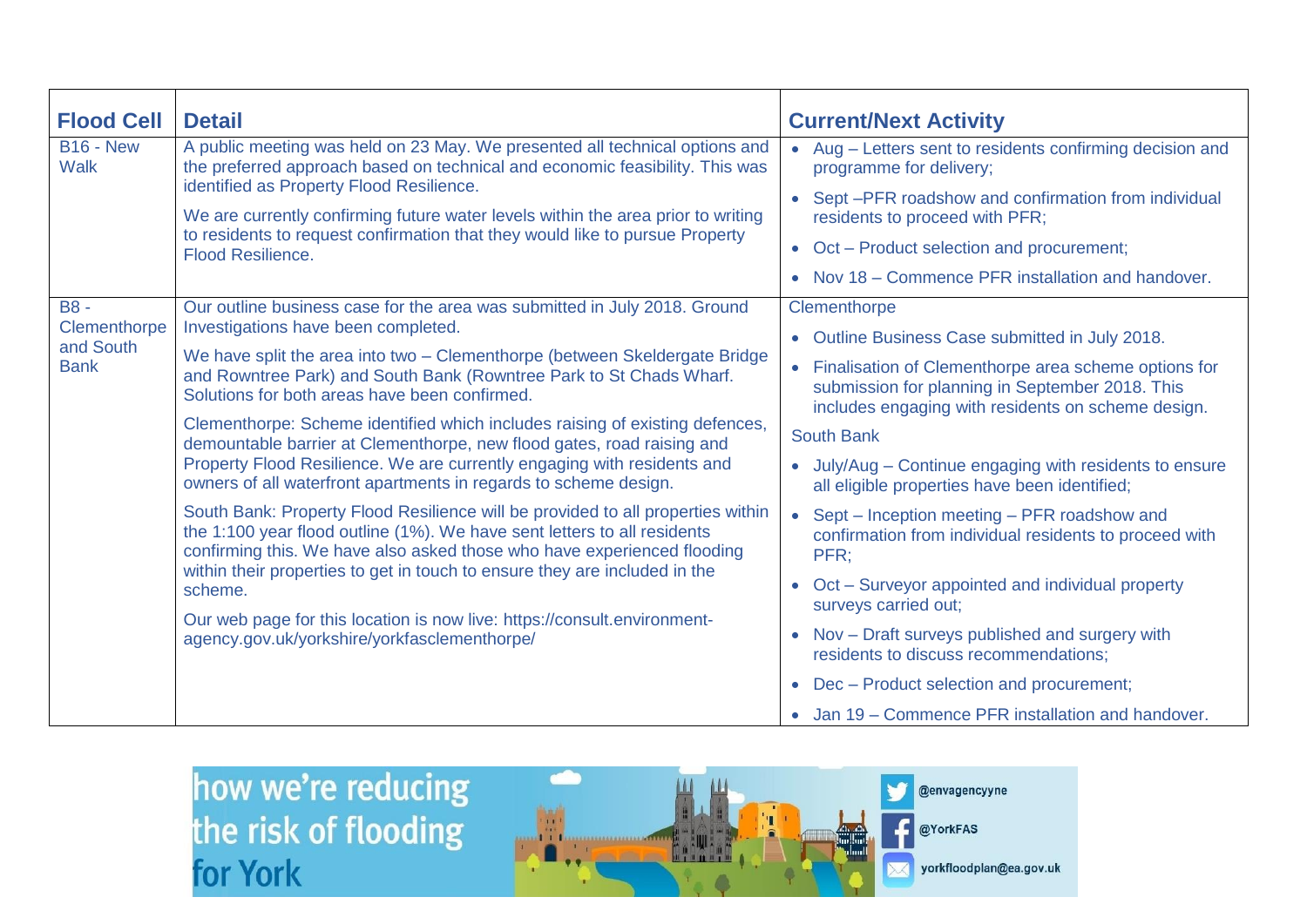| Flood Cell | Detail | Current/Next Activity |
|---|---|---|
| B16 - New Walk | A public meeting was held on 23 May. We presented all technical options and the preferred approach based on technical and economic feasibility. This was identified as Property Flood Resilience.<br><br>We are currently confirming future water levels within the area prior to writing to residents to request confirmation that they would like to pursue Property Flood Resilience. | • Aug – Letters sent to residents confirming decision and programme for delivery;<br>• Sept –PFR roadshow and confirmation from individual residents to proceed with PFR;<br>• Oct – Product selection and procurement;<br>• Nov 18 – Commence PFR installation and handover. |
| B8 - Clementhorpe and South Bank | Our outline business case for the area was submitted in July 2018. Ground Investigations have been completed.<br><br>We have split the area into two – Clementhorpe (between Skeldergate Bridge and Rowntree Park) and South Bank (Rowntree Park to St Chads Wharf. Solutions for both areas have been confirmed.<br><br>Clementhorpe: Scheme identified which includes raising of existing defences, demountable barrier at Clementhorpe, new flood gates, road raising and Property Flood Resilience. We are currently engaging with residents and owners of all waterfront apartments in regards to scheme design.<br><br>South Bank: Property Flood Resilience will be provided to all properties within the 1:100 year flood outline (1%). We have sent letters to all residents confirming this. We have also asked those who have experienced flooding within their properties to get in touch to ensure they are included in the scheme.<br><br>Our web page for this location is now live: https://consult.environment-agency.gov.uk/yorkshire/yorkfasclementhorpe/ | Clementhorpe<br>• Outline Business Case submitted in July 2018.<br>• Finalisation of Clementhorpe area scheme options for submission for planning in September 2018. This includes engaging with residents on scheme design.<br><br>South Bank<br>• July/Aug – Continue engaging with residents to ensure all eligible properties have been identified;<br>• Sept – Inception meeting – PFR roadshow and confirmation from individual residents to proceed with PFR;<br>• Oct – Surveyor appointed and individual property surveys carried out;<br>• Nov – Draft surveys published and surgery with residents to discuss recommendations;<br>• Dec – Product selection and procurement;<br>• Jan 19 – Commence PFR installation and handover. |

how we're reducing the risk of flooding for York

@envagencyyne

@YorkFAS

yorkfloodplan@ea.gov.uk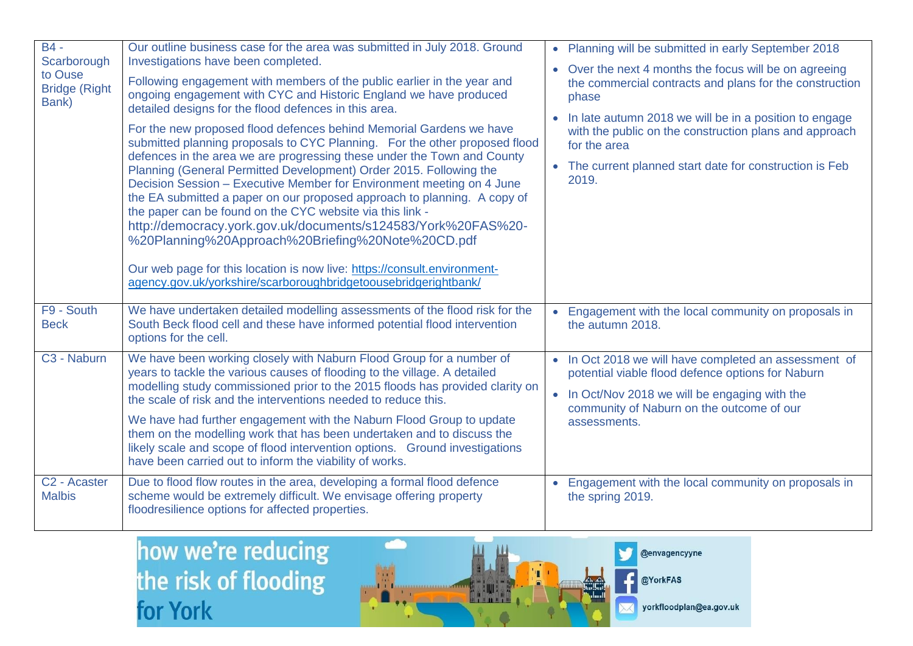| | | |
|---|---|---|
| B4 - Scarborough to Ouse Bridge (Right Bank) | Our outline business case for the area was submitted in July 2018. Ground Investigations have been completed.<br><br>Following engagement with members of the public earlier in the year and ongoing engagement with CYC and Historic England we have produced detailed designs for the flood defences in this area.<br><br>For the new proposed flood defences behind Memorial Gardens we have submitted planning proposals to CYC Planning. For the other proposed flood defences in the area we are progressing these under the Town and County Planning (General Permitted Development) Order 2015. Following the Decision Session – Executive Member for Environment meeting on 4 June the EA submitted a paper on our proposed approach to planning. A copy of the paper can be found on the CYC website via this link - http://democracy.york.gov.uk/documents/s124583/York%20FAS%20-%20Planning%20Approach%20Briefing%20Note%20CD.pdf<br><br>Our web page for this location is now live: https://consult.environment-agency.gov.uk/yorkshire/scarboroughbridgetoousebridgerightbank/ | • Planning will be submitted in early September 2018<br>• Over the next 4 months the focus will be on agreeing the commercial contracts and plans for the construction phase<br>• In late autumn 2018 we will be in a position to engage with the public on the construction plans and approach for the area<br>• The current planned start date for construction is Feb 2019. |
| F9 - South Beck | We have undertaken detailed modelling assessments of the flood risk for the South Beck flood cell and these have informed potential flood intervention options for the cell. | • Engagement with the local community on proposals in the autumn 2018. |
| C3 - Naburn | We have been working closely with Naburn Flood Group for a number of years to tackle the various causes of flooding to the village. A detailed modelling study commissioned prior to the 2015 floods has provided clarity on the scale of risk and the interventions needed to reduce this.<br><br>We have had further engagement with the Naburn Flood Group to update them on the modelling work that has been undertaken and to discuss the likely scale and scope of flood intervention options. Ground investigations have been carried out to inform the viability of works. | • In Oct 2018 we will have completed an assessment of potential viable flood defence options for Naburn<br>• In Oct/Nov 2018 we will be engaging with the community of Naburn on the outcome of our assessments. |
| C2 - Acaster Malbis | Due to flood flow routes in the area, developing a formal flood defence scheme would be extremely difficult. We envisage offering property floodresilience options for affected properties. | • Engagement with the local community on proposals in the spring 2019. |

how we're reducing the risk of flooding for York

@envagencyyne

@YorkFAS

yorkfloodplan@ea.gov.uk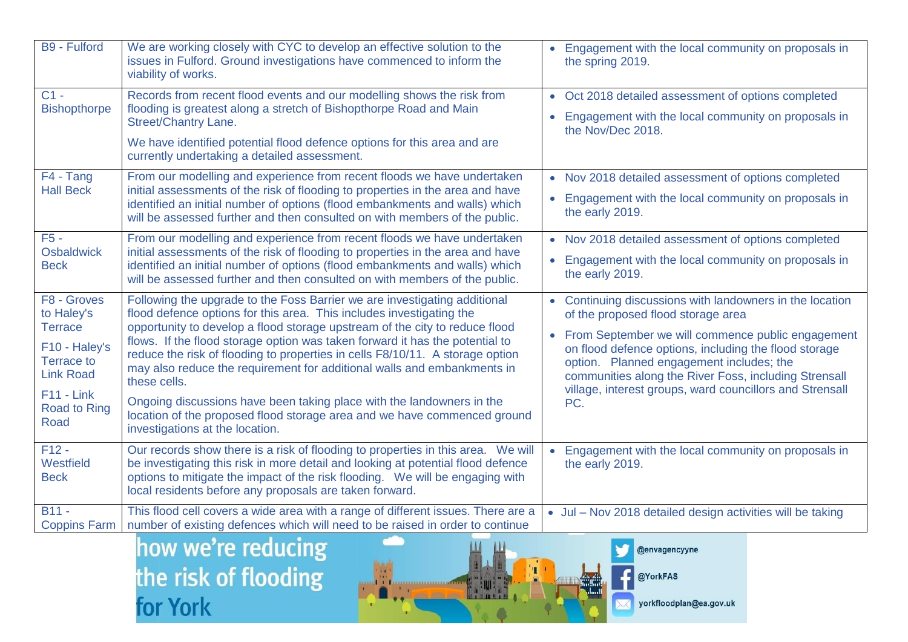| | | |
|---|---|---|
| B9 - Fulford | We are working closely with CYC to develop an effective solution to the issues in Fulford. Ground investigations have commenced to inform the viability of works. | • Engagement with the local community on proposals in the spring 2019. |
| C1 - Bishopthorpe | Records from recent flood events and our modelling shows the risk from flooding is greatest along a stretch of Bishopthorpe Road and Main Street/Chantry Lane.<br><br>We have identified potential flood defence options for this area and are currently undertaking a detailed assessment. | • Oct 2018 detailed assessment of options completed<br>• Engagement with the local community on proposals in the Nov/Dec 2018. |
| F4 - Tang Hall Beck | From our modelling and experience from recent floods we have undertaken initial assessments of the risk of flooding to properties in the area and have identified an initial number of options (flood embankments and walls) which will be assessed further and then consulted on with members of the public. | • Nov 2018 detailed assessment of options completed<br>• Engagement with the local community on proposals in the early 2019. |
| F5 - Osbaldwick Beck | From our modelling and experience from recent floods we have undertaken initial assessments of the risk of flooding to properties in the area and have identified an initial number of options (flood embankments and walls) which will be assessed further and then consulted on with members of the public. | • Nov 2018 detailed assessment of options completed<br>• Engagement with the local community on proposals in the early 2019. |
| F8 - Groves to Haley's Terrace<br><br>F10 - Haley's Terrace to Link Road<br><br>F11 - Link Road to Ring Road | Following the upgrade to the Foss Barrier we are investigating additional flood defence options for this area. This includes investigating the opportunity to develop a flood storage upstream of the city to reduce flood flows. If the flood storage option was taken forward it has the potential to reduce the risk of flooding to properties in cells F8/10/11. A storage option may also reduce the requirement for additional walls and embankments in these cells.<br><br>Ongoing discussions have been taking place with the landowners in the location of the proposed flood storage area and we have commenced ground investigations at the location. | • Continuing discussions with landowners in the location of the proposed flood storage area<br>• From September we will commence public engagement on flood defence options, including the flood storage option. Planned engagement includes; the communities along the River Foss, including Strensall village, interest groups, ward councillors and Strensall PC. |
| F12 - Westfield Beck | Our records show there is a risk of flooding to properties in this area. We will be investigating this risk in more detail and looking at potential flood defence options to mitigate the impact of the risk flooding. We will be engaging with local residents before any proposals are taken forward. | • Engagement with the local community on proposals in the early 2019. |
| B11 - Coppins Farm | This flood cell covers a wide area with a range of different issues. There are a number of existing defences which will need to be raised in order to continue | • Jul – Nov 2018 detailed design activities will be taking |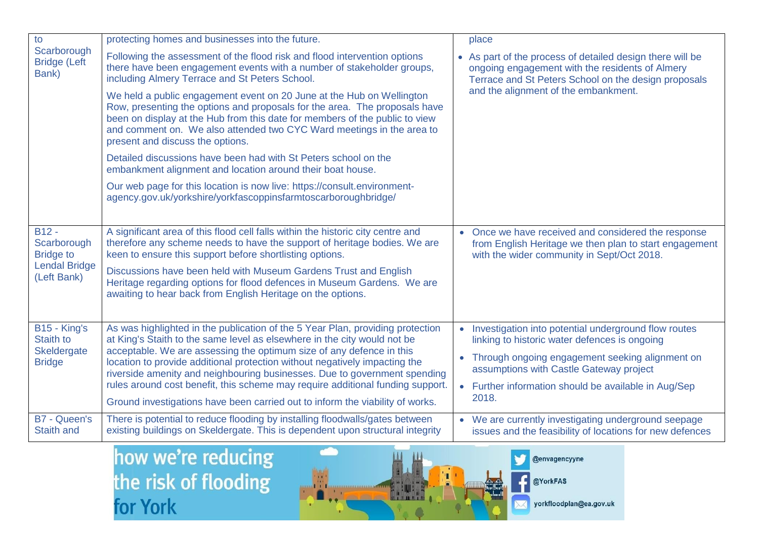| | | |
|---|---|---|
| to Scarborough Bridge (Left Bank) | protecting homes and businesses into the future.<br><br>Following the assessment of the flood risk and flood intervention options there have been engagement events with a number of stakeholder groups, including Almery Terrace and St Peters School.<br><br>We held a public engagement event on 20 June at the Hub on Wellington Row, presenting the options and proposals for the area. The proposals have been on display at the Hub from this date for members of the public to view and comment on. We also attended two CYC Ward meetings in the area to present and discuss the options.<br><br>Detailed discussions have been had with St Peters school on the embankment alignment and location around their boat house.<br><br>Our web page for this location is now live: https://consult.environment-agency.gov.uk/yorkshire/yorkfascoppinsfarmtoscarboroughbridge/ | place<br><br>• As part of the process of detailed design there will be ongoing engagement with the residents of Almery Terrace and St Peters School on the design proposals and the alignment of the embankment. |
| B12 - Scarborough Bridge to Lendal Bridge (Left Bank) | A significant area of this flood cell falls within the historic city centre and therefore any scheme needs to have the support of heritage bodies. We are keen to ensure this support before shortlisting options.<br><br>Discussions have been held with Museum Gardens Trust and English Heritage regarding options for flood defences in Museum Gardens. We are awaiting to hear back from English Heritage on the options. | • Once we have received and considered the response from English Heritage we then plan to start engagement with the wider community in Sept/Oct 2018. |
| B15 - King's Staith to Skeldergate Bridge | As was highlighted in the publication of the 5 Year Plan, providing protection at King's Staith to the same level as elsewhere in the city would not be acceptable. We are assessing the optimum size of any defence in this location to provide additional protection without negatively impacting the riverside amenity and neighbouring businesses. Due to government spending rules around cost benefit, this scheme may require additional funding support.<br><br>Ground investigations have been carried out to inform the viability of works. | • Investigation into potential underground flow routes linking to historic water defences is ongoing<br><br>• Through ongoing engagement seeking alignment on assumptions with Castle Gateway project<br><br>• Further information should be available in Aug/Sep 2018. |
| B7 - Queen's Staith and | There is potential to reduce flooding by installing floodwalls/gates between existing buildings on Skeldergate. This is dependent upon structural integrity | • We are currently investigating underground seepage issues and the feasibility of locations for new defences |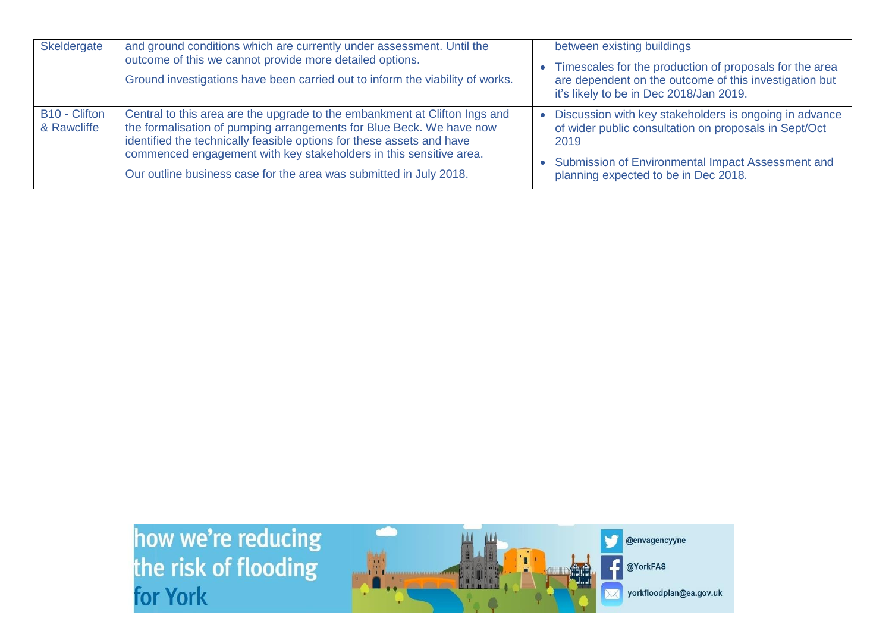| | | |
|---|---|---|
| Skeldergate | and ground conditions which are currently under assessment. Until the outcome of this we cannot provide more detailed options.<br><br>Ground investigations have been carried out to inform the viability of works. | between existing buildings<br><br>• Timescales for the production of proposals for the area are dependent on the outcome of this investigation but it's likely to be in Dec 2018/Jan 2019. |
| B10 - Clifton & Rawcliffe | Central to this area are the upgrade to the embankment at Clifton Ings and the formalisation of pumping arrangements for Blue Beck. We have now identified the technically feasible options for these assets and have commenced engagement with key stakeholders in this sensitive area.<br><br>Our outline business case for the area was submitted in July 2018. | • Discussion with key stakeholders is ongoing in advance of wider public consultation on proposals in Sept/Oct 2019<br><br>• Submission of Environmental Impact Assessment and planning expected to be in Dec 2018. |

how we're reducing the risk of flooding for York

@envagencyyne

@YorkFAS

yorkfloodplan@ea.gov.uk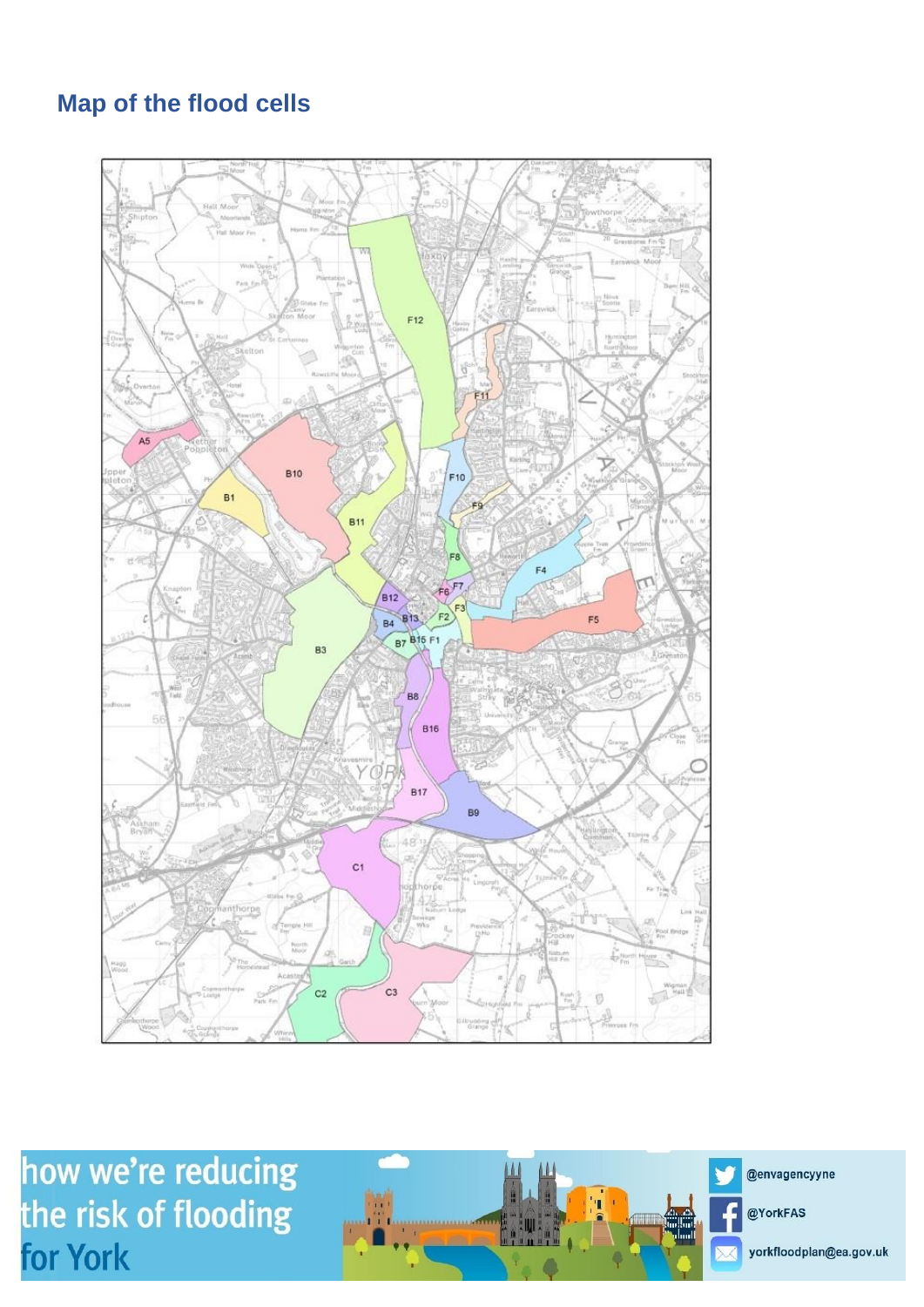## Map of the flood cells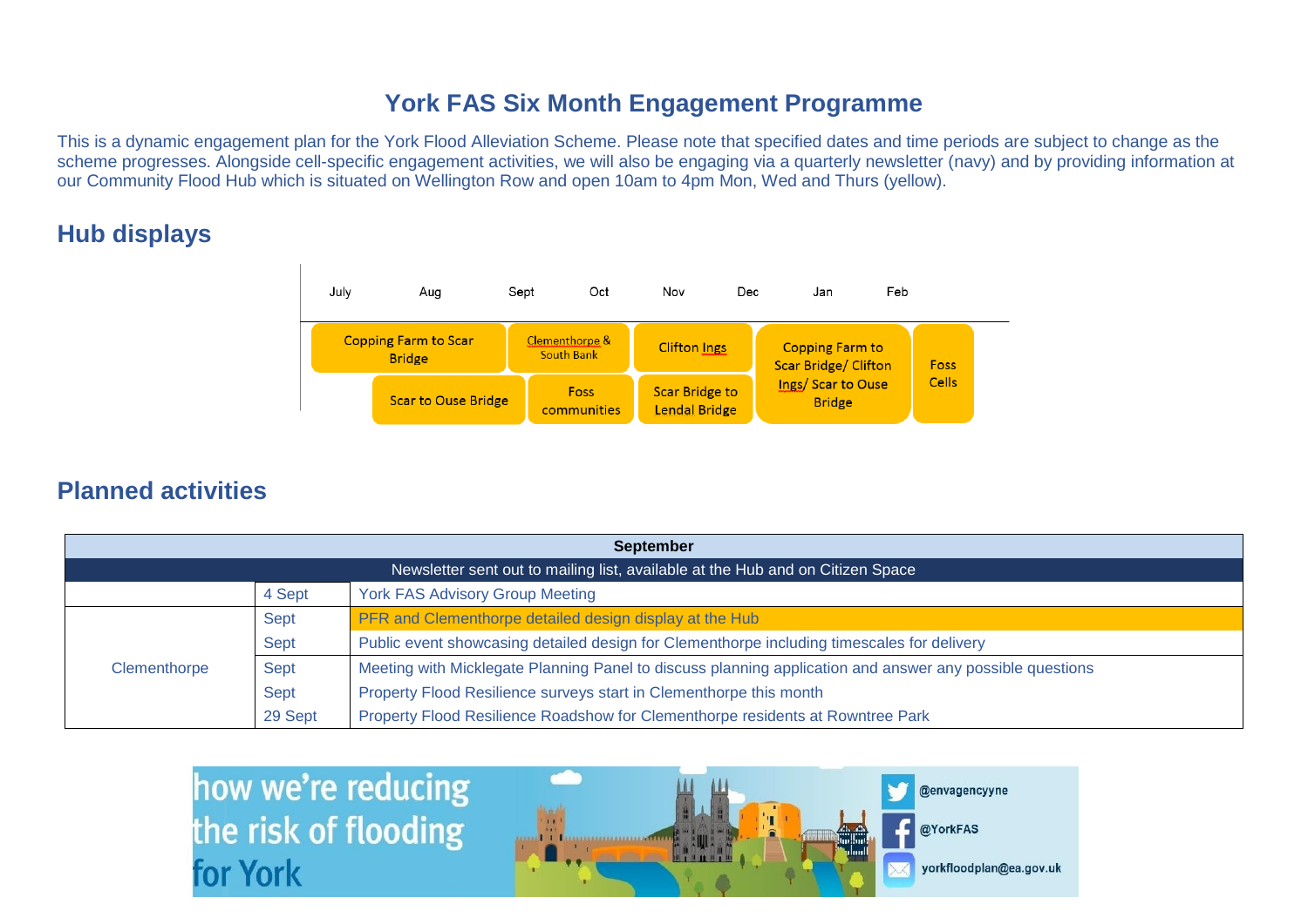# York FAS Six Month Engagement Programme

This is a dynamic engagement plan for the York Flood Alleviation Scheme. Please note that specified dates and time periods are subject to change as the scheme progresses. Alongside cell-specific engagement activities, we will also be engaging via a quarterly newsletter (navy) and by providing information at our Community Flood Hub which is situated on Wellington Row and open 10am to 4pm Mon, Wed and Thurs (yellow).

## Hub displays

| July | Aug | Sept | Oct | Nov | Dec | Jan | Feb |
|---|---|---|---|---|---|---|---|
| Copping Farm to Scar Bridge | Copping Farm to Scar Bridge | Clementhorpe & South Bank | Clementhorpe & South Bank | Clifton Ings | Clifton Ings | Copping Farm to Scar Bridge/ Clifton Ings/ Scar to Ouse Bridge | Foss Cells |
| | Scar to Ouse Bridge | Scar to Ouse Bridge | Foss communities | Scar Bridge to Lendal Bridge | Scar Bridge to Lendal Bridge | | |

## Planned activities

| September | | |
|---|---|---|
| Newsletter sent out to mailing list, available at the Hub and on Citizen Space | | |
| | 4 Sept | York FAS Advisory Group Meeting |
| Clementhorpe | Sept | PFR and Clementhorpe detailed design display at the Hub |
| | Sept | Public event showcasing detailed design for Clementhorpe including timescales for delivery |
| | Sept | Meeting with Micklegate Planning Panel to discuss planning application and answer any possible questions |
| | Sept | Property Flood Resilience surveys start in Clementhorpe this month |
| | 29 Sept | Property Flood Resilience Roadshow for Clementhorpe residents at Rowntree Park |

how we're reducing the risk of flooding for York

@envagencyyne

@YorkFAS

yorkfloodplan@ea.gov.uk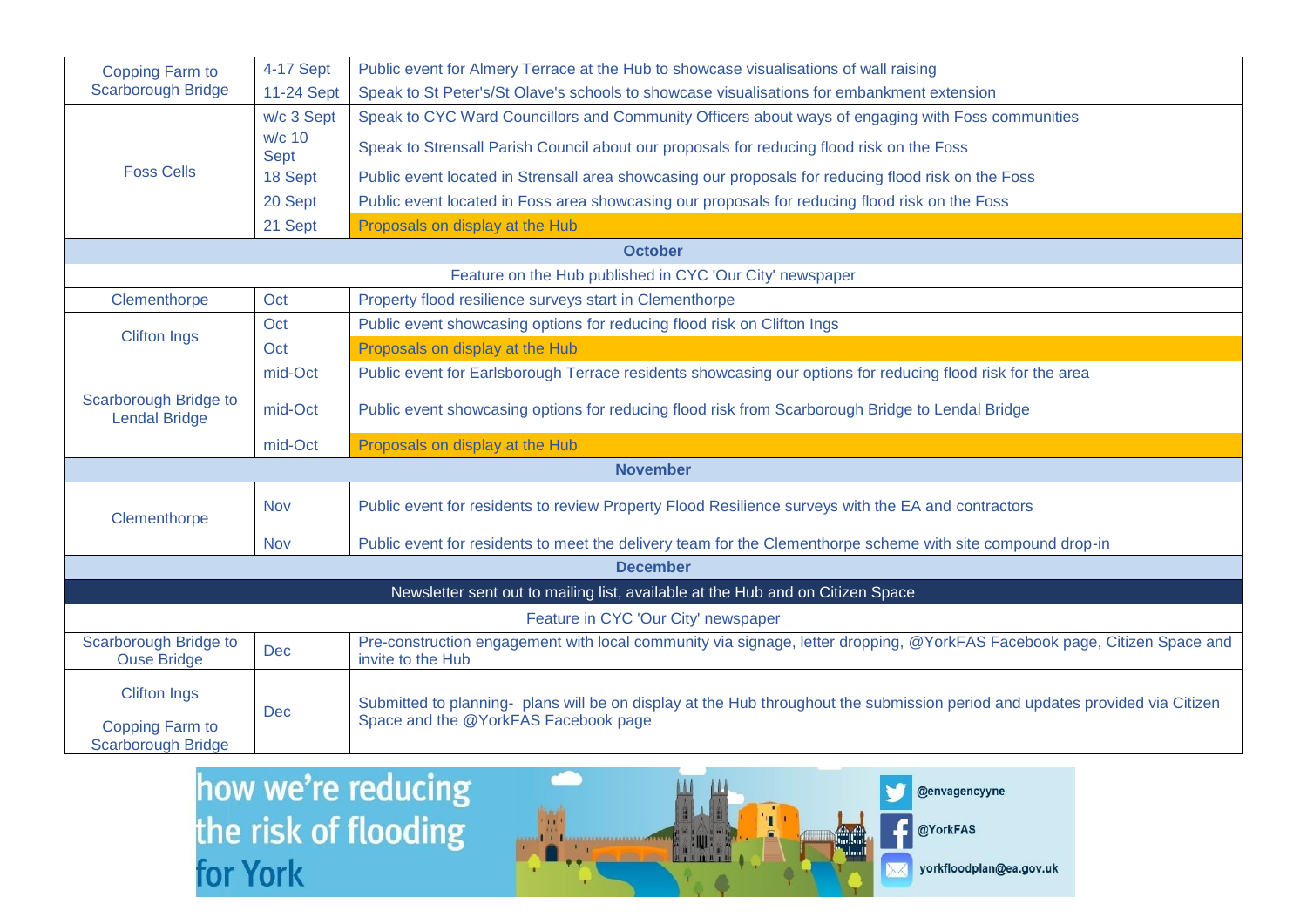| | | |
|---|---|---|
| Copping Farm to Scarborough Bridge | 4-17 Sept | Public event for Almery Terrace at the Hub to showcase visualisations of wall raising |
| | 11-24 Sept | Speak to St Peter's/St Olave's schools to showcase visualisations for embankment extension |
| Foss Cells | w/c 3 Sept | Speak to CYC Ward Councillors and Community Officers about ways of engaging with Foss communities |
| | w/c 10 Sept | Speak to Strensall Parish Council about our proposals for reducing flood risk on the Foss |
| | 18 Sept | Public event located in Strensall area showcasing our proposals for reducing flood risk on the Foss |
| | 20 Sept | Public event located in Foss area showcasing our proposals for reducing flood risk on the Foss |
| | 21 Sept | Proposals on display at the Hub |
| **October** | | |
| Feature on the Hub published in CYC 'Our City' newspaper | | |
| Clementhorpe | Oct | Property flood resilience surveys start in Clementhorpe |
| Clifton Ings | Oct | Public event showcasing options for reducing flood risk on Clifton Ings |
| | Oct | Proposals on display at the Hub |
| Scarborough Bridge to Lendal Bridge | mid-Oct | Public event for Earlsborough Terrace residents showcasing our options for reducing flood risk for the area |
| | mid-Oct | Public event showcasing options for reducing flood risk from Scarborough Bridge to Lendal Bridge |
| | mid-Oct | Proposals on display at the Hub |
| **November** | | |
| Clementhorpe | Nov | Public event for residents to review Property Flood Resilience surveys with the EA and contractors |
| | Nov | Public event for residents to meet the delivery team for the Clementhorpe scheme with site compound drop-in |
| **December** | | |
| Newsletter sent out to mailing list, available at the Hub and on Citizen Space | | |
| Feature in CYC 'Our City' newspaper | | |
| Scarborough Bridge to Ouse Bridge | Dec | Pre-construction engagement with local community via signage, letter dropping, @YorkFAS Facebook page, Citizen Space and invite to the Hub |
| Clifton Ings<br>Copping Farm to Scarborough Bridge | Dec | Submitted to planning- plans will be on display at the Hub throughout the submission period and updates provided via Citizen Space and the @YorkFAS Facebook page |

how we're reducing the risk of flooding for York

@envagencyyne

@YorkFAS

yorkfloodplan@ea.gov.uk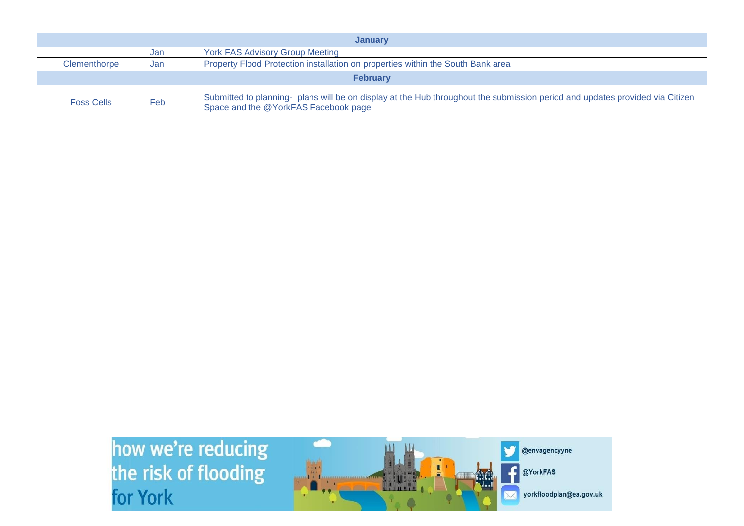| January | | |
|---|---|---|
| | Jan | York FAS Advisory Group Meeting |
| Clementhorpe | Jan | Property Flood Protection installation on properties within the South Bank area |
| **February** | | |
| Foss Cells | Feb | Submitted to planning- plans will be on display at the Hub throughout the submission period and updates provided via Citizen Space and the @YorkFAS Facebook page |

how we're reducing the risk of flooding for York

@envagencyyne

@YorkFAS

yorkfloodplan@ea.gov.uk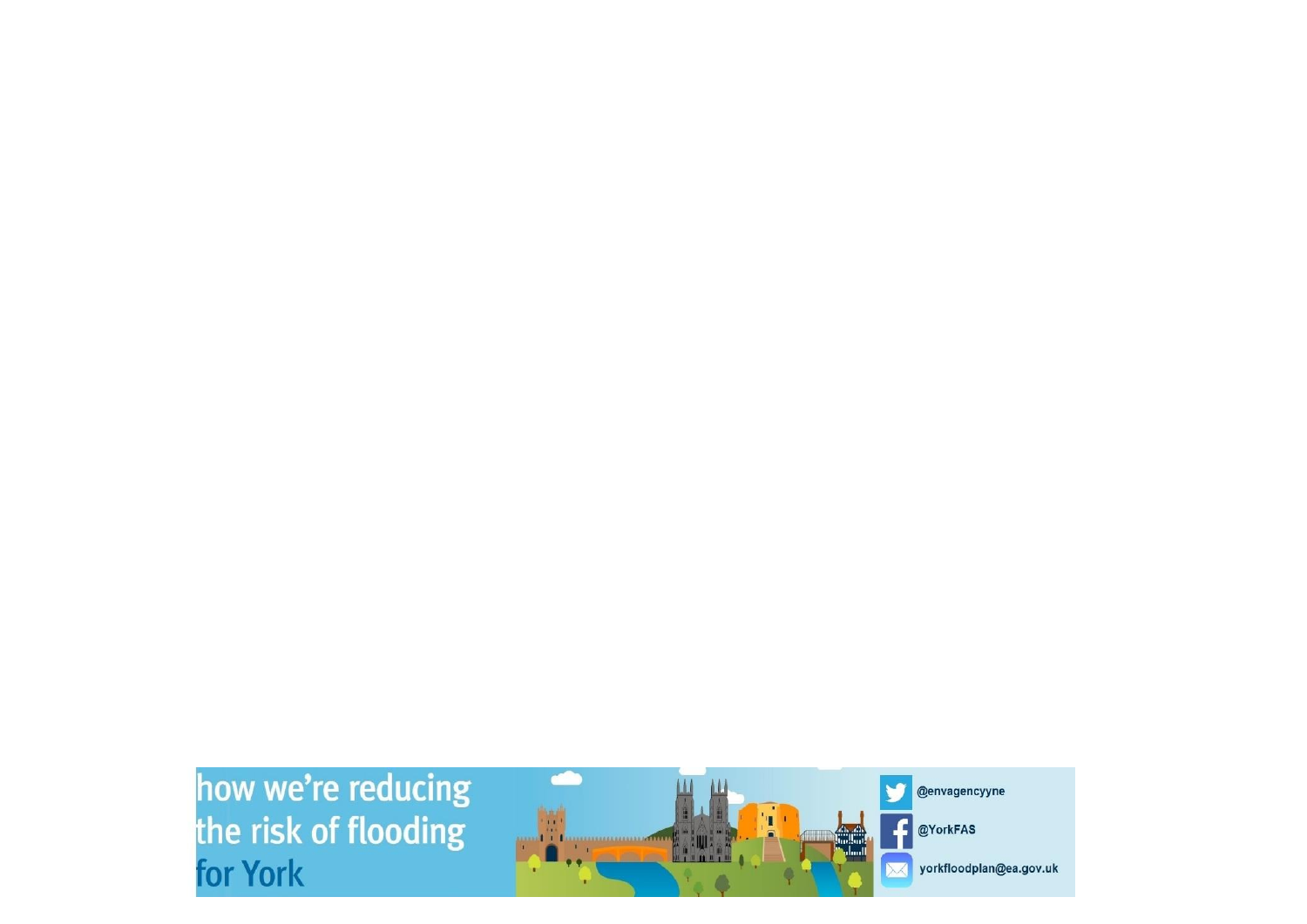how we're reducing the risk of flooding for York

@envagencyyne

@YorkFAS

yorkfloodplan@ea.gov.uk